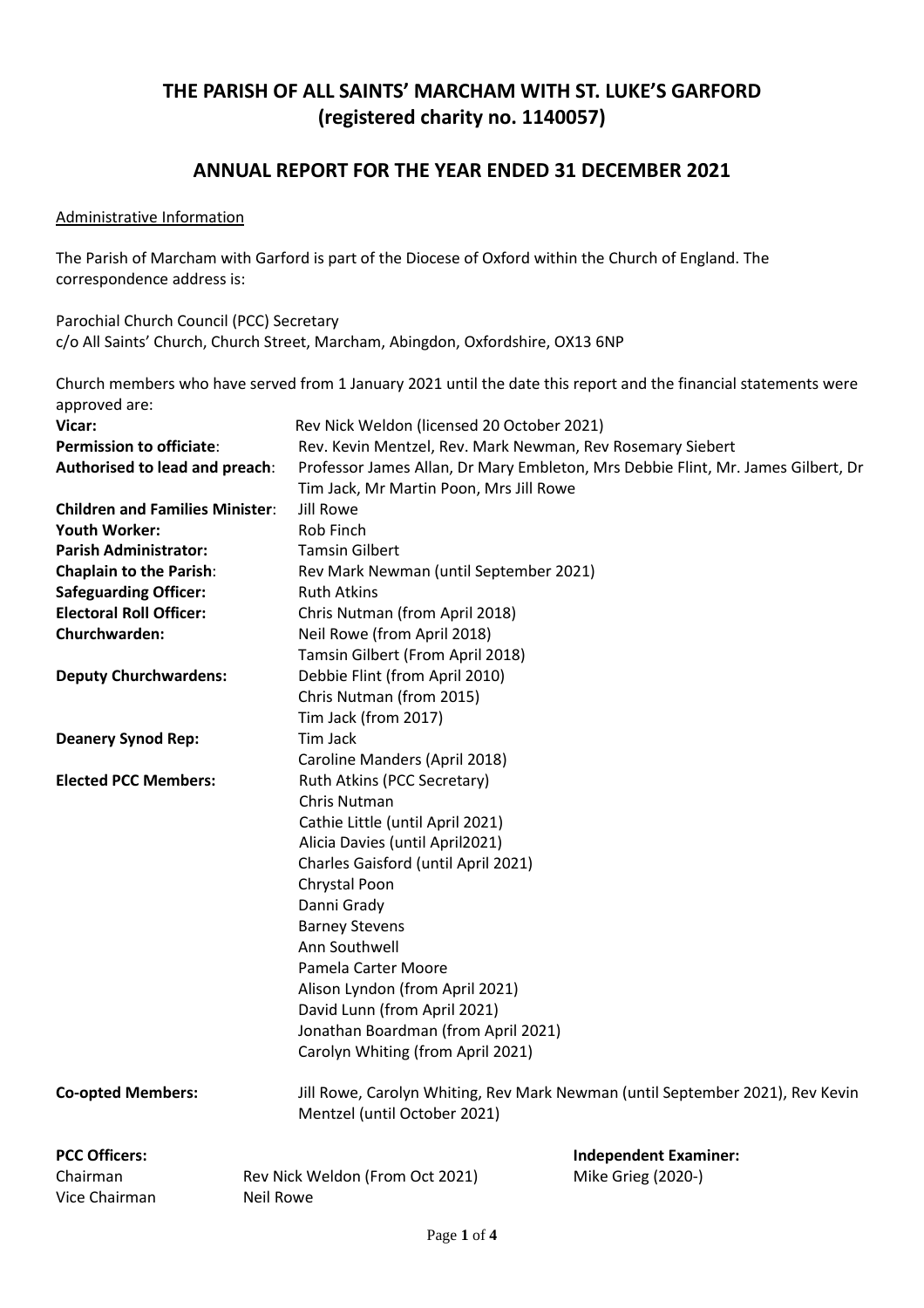# THE PARISH OF ALL SAINTS' MARCHAM WITH ST. LUKE'S GARFORD (registered charity no. 1140057)

## ANNUAL REPORT FOR THE YEAR ENDED 31 DECEMBER 2021

Administrative Information

The Parish of Marcham with Garford is part of the Diocese of Oxford within the Church of England. The correspondence address is:

Parochial Church Council (PCC) Secretary
c/o All Saints' Church, Church Street, Marcham, Abingdon, Oxfordshire, OX13 6NP

Church members who have served from 1 January 2021 until the date this report and the financial statements were approved are:

| | |
|---|---|
| **Vicar:** | Rev Nick Weldon (licensed 20 October 2021) |
| **Permission to officiate**: | Rev. Kevin Mentzel, Rev. Mark Newman, Rev Rosemary Siebert |
| **Authorised to lead and preach**: | Professor James Allan, Dr Mary Embleton, Mrs Debbie Flint, Mr. James Gilbert, Dr Tim Jack, Mr Martin Poon, Mrs Jill Rowe |
| **Children and Families Minister**: | Jill Rowe |
| **Youth Worker:** | Rob Finch |
| **Parish Administrator:** | Tamsin Gilbert |
| **Chaplain to the Parish**: | Rev Mark Newman (until September 2021) |
| **Safeguarding Officer:** | Ruth Atkins |
| **Electoral Roll Officer:** | Chris Nutman (from April 2018) |
| **Churchwarden:** | Neil Rowe (from April 2018)<br>Tamsin Gilbert (From April 2018) |
| **Deputy Churchwardens:** | Debbie Flint (from April 2010)<br>Chris Nutman (from 2015)<br>Tim Jack (from 2017) |
| **Deanery Synod Rep:** | Tim Jack<br>Caroline Manders (April 2018) |
| **Elected PCC Members:** | Ruth Atkins (PCC Secretary)<br>Chris Nutman<br>Cathie Little (until April 2021)<br>Alicia Davies (until April2021)<br>Charles Gaisford (until April 2021)<br>Chrystal Poon<br>Danni Grady<br>Barney Stevens<br>Ann Southwell<br>Pamela Carter Moore<br>Alison Lyndon (from April 2021)<br>David Lunn (from April 2021)<br>Jonathan Boardman (from April 2021)<br>Carolyn Whiting (from April 2021) |
| **Co-opted Members:** | Jill Rowe, Carolyn Whiting, Rev Mark Newman (until September 2021), Rev Kevin Mentzel (until October 2021) |

**PCC Officers:**

| | |
|---|---|
| Chairman | Rev Nick Weldon (From Oct 2021) |
| Vice Chairman | Neil Rowe |

**Independent Examiner:**
Mike Grieg (2020-)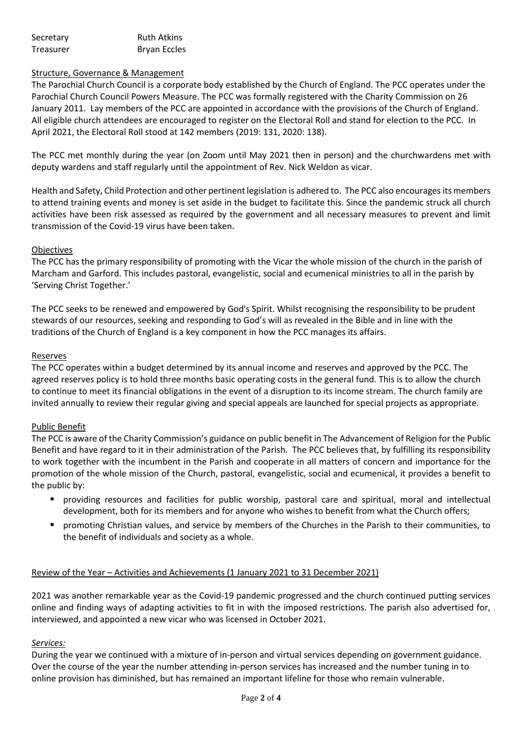| | |
|---|---|
| Secretary | Ruth Atkins |
| Treasurer | Bryan Eccles |

## Structure, Governance & Management

The Parochial Church Council is a corporate body established by the Church of England. The PCC operates under the Parochial Church Council Powers Measure. The PCC was formally registered with the Charity Commission on 26 January 2011. Lay members of the PCC are appointed in accordance with the provisions of the Church of England. All eligible church attendees are encouraged to register on the Electoral Roll and stand for election to the PCC. In April 2021, the Electoral Roll stood at 142 members (2019: 131, 2020: 138).

The PCC met monthly during the year (on Zoom until May 2021 then in person) and the churchwardens met with deputy wardens and staff regularly until the appointment of Rev. Nick Weldon as vicar.

Health and Safety, Child Protection and other pertinent legislation is adhered to. The PCC also encourages its members to attend training events and money is set aside in the budget to facilitate this. Since the pandemic struck all church activities have been risk assessed as required by the government and all necessary measures to prevent and limit transmission of the Covid-19 virus have been taken.

## Objectives

The PCC has the primary responsibility of promoting with the Vicar the whole mission of the church in the parish of Marcham and Garford. This includes pastoral, evangelistic, social and ecumenical ministries to all in the parish by 'Serving Christ Together.'

The PCC seeks to be renewed and empowered by God's Spirit. Whilst recognising the responsibility to be prudent stewards of our resources, seeking and responding to God's will as revealed in the Bible and in line with the traditions of the Church of England is a key component in how the PCC manages its affairs.

## Reserves

The PCC operates within a budget determined by its annual income and reserves and approved by the PCC. The agreed reserves policy is to hold three months basic operating costs in the general fund. This is to allow the church to continue to meet its financial obligations in the event of a disruption to its income stream. The church family are invited annually to review their regular giving and special appeals are launched for special projects as appropriate.

## Public Benefit

The PCC is aware of the Charity Commission's guidance on public benefit in The Advancement of Religion for the Public Benefit and have regard to it in their administration of the Parish. The PCC believes that, by fulfilling its responsibility to work together with the incumbent in the Parish and cooperate in all matters of concern and importance for the promotion of the whole mission of the Church, pastoral, evangelistic, social and ecumenical, it provides a benefit to the public by:

- providing resources and facilities for public worship, pastoral care and spiritual, moral and intellectual development, both for its members and for anyone who wishes to benefit from what the Church offers;
- promoting Christian values, and service by members of the Churches in the Parish to their communities, to the benefit of individuals and society as a whole.

## Review of the Year – Activities and Achievements (1 January 2021 to 31 December 2021)

2021 was another remarkable year as the Covid-19 pandemic progressed and the church continued putting services online and finding ways of adapting activities to fit in with the imposed restrictions. The parish also advertised for, interviewed, and appointed a new vicar who was licensed in October 2021.

### *Services:*

During the year we continued with a mixture of in-person and virtual services depending on government guidance. Over the course of the year the number attending in-person services has increased and the number tuning in to online provision has diminished, but has remained an important lifeline for those who remain vulnerable.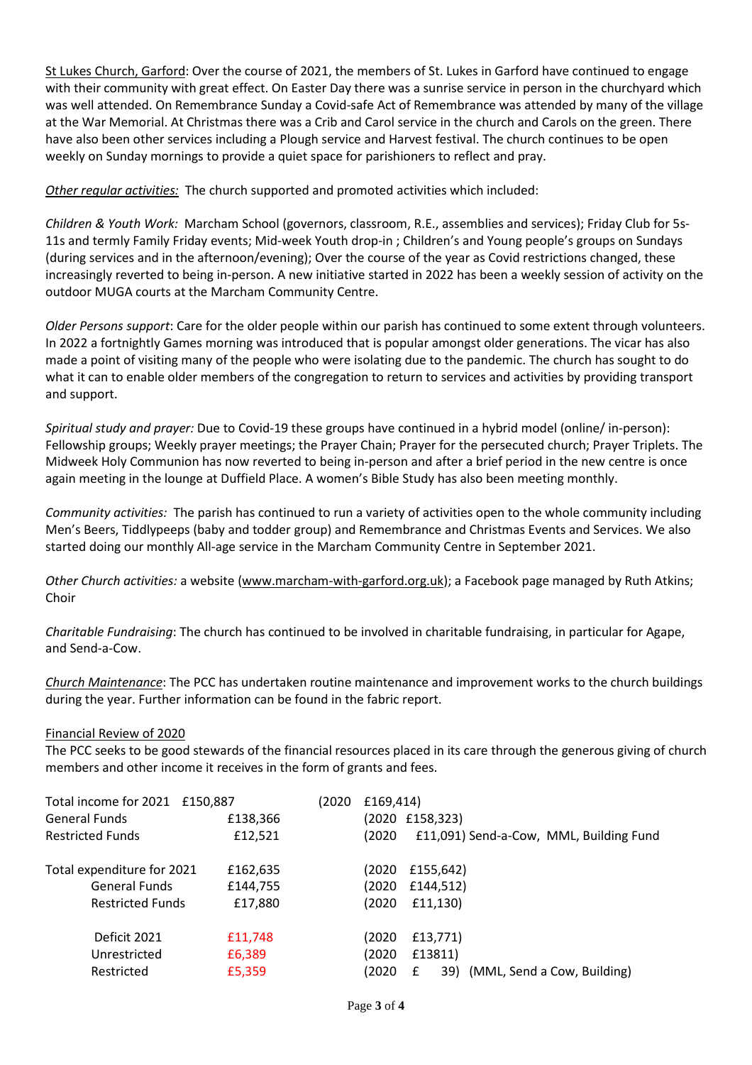St Lukes Church, Garford: Over the course of 2021, the members of St. Lukes in Garford have continued to engage with their community with great effect. On Easter Day there was a sunrise service in person in the churchyard which was well attended. On Remembrance Sunday a Covid-safe Act of Remembrance was attended by many of the village at the War Memorial. At Christmas there was a Crib and Carol service in the church and Carols on the green. There have also been other services including a Plough service and Harvest festival. The church continues to be open weekly on Sunday mornings to provide a quiet space for parishioners to reflect and pray.

*Other regular activities:* The church supported and promoted activities which included:

*Children & Youth Work:* Marcham School (governors, classroom, R.E., assemblies and services); Friday Club for 5s-11s and termly Family Friday events; Mid-week Youth drop-in ; Children's and Young people's groups on Sundays (during services and in the afternoon/evening); Over the course of the year as Covid restrictions changed, these increasingly reverted to being in-person. A new initiative started in 2022 has been a weekly session of activity on the outdoor MUGA courts at the Marcham Community Centre.

*Older Persons support*: Care for the older people within our parish has continued to some extent through volunteers. In 2022 a fortnightly Games morning was introduced that is popular amongst older generations. The vicar has also made a point of visiting many of the people who were isolating due to the pandemic. The church has sought to do what it can to enable older members of the congregation to return to services and activities by providing transport and support.

*Spiritual study and prayer:* Due to Covid-19 these groups have continued in a hybrid model (online/ in-person): Fellowship groups; Weekly prayer meetings; the Prayer Chain; Prayer for the persecuted church; Prayer Triplets. The Midweek Holy Communion has now reverted to being in-person and after a brief period in the new centre is once again meeting in the lounge at Duffield Place. A women's Bible Study has also been meeting monthly.

*Community activities:* The parish has continued to run a variety of activities open to the whole community including Men's Beers, Tiddlypeeps (baby and todder group) and Remembrance and Christmas Events and Services. We also started doing our monthly All-age service in the Marcham Community Centre in September 2021.

*Other Church activities:* a website (www.marcham-with-garford.org.uk); a Facebook page managed by Ruth Atkins; Choir

*Charitable Fundraising*: The church has continued to be involved in charitable fundraising, in particular for Agape, and Send-a-Cow.

*Church Maintenance*: The PCC has undertaken routine maintenance and improvement works to the church buildings during the year. Further information can be found in the fabric report.

Financial Review of 2020

The PCC seeks to be good stewards of the financial resources placed in its care through the generous giving of church members and other income it receives in the form of grants and fees.

| | | |
|---|---|---|
| Total income for 2021 | £150,887 | (2020 £169,414) |
| General Funds | £138,366 | (2020 £158,323) |
| Restricted Funds | £12,521 | (2020 £11,091) Send-a-Cow, MML, Building Fund |
| Total expenditure for 2021 | £162,635 | (2020 £155,642) |
| General Funds | £144,755 | (2020 £144,512) |
| Restricted Funds | £17,880 | (2020 £11,130) |
| Deficit 2021 | £11,748 | (2020 £13,771) |
| Unrestricted | £6,389 | (2020 £13811) |
| Restricted | £5,359 | (2020 £ 39) (MML, Send a Cow, Building) |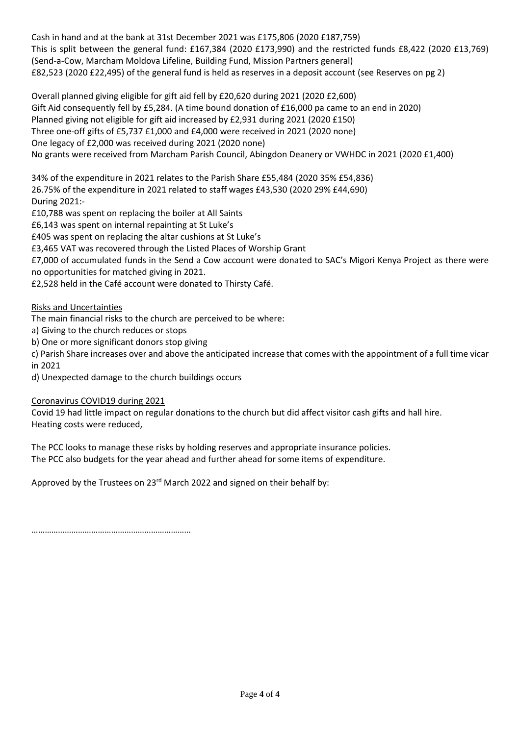Cash in hand and at the bank at 31st December 2021 was £175,806 (2020 £187,759)
This is split between the general fund: £167,384 (2020 £173,990) and the restricted funds £8,422 (2020 £13,769) (Send-a-Cow, Marcham Moldova Lifeline, Building Fund, Mission Partners general)
£82,523 (2020 £22,495) of the general fund is held as reserves in a deposit account (see Reserves on pg 2)

Overall planned giving eligible for gift aid fell by £20,620 during 2021 (2020 £2,600)
Gift Aid consequently fell by £5,284. (A time bound donation of £16,000 pa came to an end in 2020)
Planned giving not eligible for gift aid increased by £2,931 during 2021 (2020 £150)
Three one-off gifts of £5,737 £1,000 and £4,000 were received in 2021 (2020 none)
One legacy of £2,000 was received during 2021 (2020 none)
No grants were received from Marcham Parish Council, Abingdon Deanery or VWHDC in 2021 (2020 £1,400)

34% of the expenditure in 2021 relates to the Parish Share £55,484 (2020 35% £54,836)
26.75% of the expenditure in 2021 related to staff wages £43,530 (2020 29% £44,690)
During 2021:-
£10,788 was spent on replacing the boiler at All Saints
£6,143 was spent on internal repainting at St Luke's
£405 was spent on replacing the altar cushions at St Luke's
£3,465 VAT was recovered through the Listed Places of Worship Grant
£7,000 of accumulated funds in the Send a Cow account were donated to SAC's Migori Kenya Project as there were no opportunities for matched giving in 2021.
£2,528 held in the Café account were donated to Thirsty Café.

<u>Risks and Uncertainties</u>

The main financial risks to the church are perceived to be where:
a) Giving to the church reduces or stops
b) One or more significant donors stop giving
c) Parish Share increases over and above the anticipated increase that comes with the appointment of a full time vicar in 2021
d) Unexpected damage to the church buildings occurs

<u>Coronavirus COVID19 during 2021</u>

Covid 19 had little impact on regular donations to the church but did affect visitor cash gifts and hall hire.
Heating costs were reduced,

The PCC looks to manage these risks by holding reserves and appropriate insurance policies.
The PCC also budgets for the year ahead and further ahead for some items of expenditure.

Approved by the Trustees on 23rd March 2022 and signed on their behalf by:

………………………………………………………………